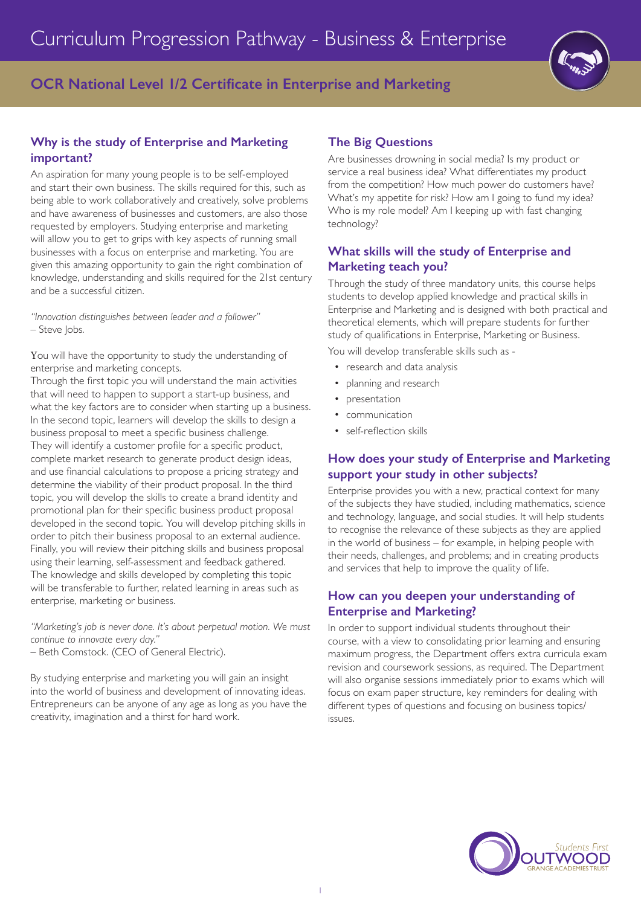# Curriculum Progression Pathway - Business & Enterprise

## OCR National Level 1/2 Certificate in Enterprise and Marketing

### Why is the study of Enterprise and Marketing important?

An aspiration for many young people is to be self-employed and start their own business. The skills required for this, such as being able to work collaboratively and creatively, solve problems and have awareness of businesses and customers, are also those requested by employers. Studying enterprise and marketing will allow you to get to grips with key aspects of running small businesses with a focus on enterprise and marketing. You are given this amazing opportunity to gain the right combination of knowledge, understanding and skills required for the 21st century and be a successful citizen.

*"Innovation distinguishes between leader and a follower"*
– Steve Jobs.

You will have the opportunity to study the understanding of enterprise and marketing concepts.
Through the first topic you will understand the main activities that will need to happen to support a start-up business, and what the key factors are to consider when starting up a business. In the second topic, learners will develop the skills to design a business proposal to meet a specific business challenge. They will identify a customer profile for a specific product, complete market research to generate product design ideas, and use financial calculations to propose a pricing strategy and determine the viability of their product proposal. In the third topic, you will develop the skills to create a brand identity and promotional plan for their specific business product proposal developed in the second topic. You will develop pitching skills in order to pitch their business proposal to an external audience. Finally, you will review their pitching skills and business proposal using their learning, self-assessment and feedback gathered. The knowledge and skills developed by completing this topic will be transferable to further, related learning in areas such as enterprise, marketing or business.

*"Marketing's job is never done. It's about perpetual motion. We must continue to innovate every day."*
– Beth Comstock. (CEO of General Electric).

By studying enterprise and marketing you will gain an insight into the world of business and development of innovating ideas. Entrepreneurs can be anyone of any age as long as you have the creativity, imagination and a thirst for hard work.

### The Big Questions

Are businesses drowning in social media? Is my product or service a real business idea? What differentiates my product from the competition? How much power do customers have? What's my appetite for risk? How am I going to fund my idea? Who is my role model? Am I keeping up with fast changing technology?

### What skills will the study of Enterprise and Marketing teach you?

Through the study of three mandatory units, this course helps students to develop applied knowledge and practical skills in Enterprise and Marketing and is designed with both practical and theoretical elements, which will prepare students for further study of qualifications in Enterprise, Marketing or Business.

You will develop transferable skills such as -

- research and data analysis
- planning and research
- presentation
- communication
- self-reflection skills

### How does your study of Enterprise and Marketing support your study in other subjects?

Enterprise provides you with a new, practical context for many of the subjects they have studied, including mathematics, science and technology, language, and social studies. It will help students to recognise the relevance of these subjects as they are applied in the world of business – for example, in helping people with their needs, challenges, and problems; and in creating products and services that help to improve the quality of life.

### How can you deepen your understanding of Enterprise and Marketing?

In order to support individual students throughout their course, with a view to consolidating prior learning and ensuring maximum progress, the Department offers extra curricula exam revision and coursework sessions, as required. The Department will also organise sessions immediately prior to exams which will focus on exam paper structure, key reminders for dealing with different types of questions and focusing on business topics/ issues.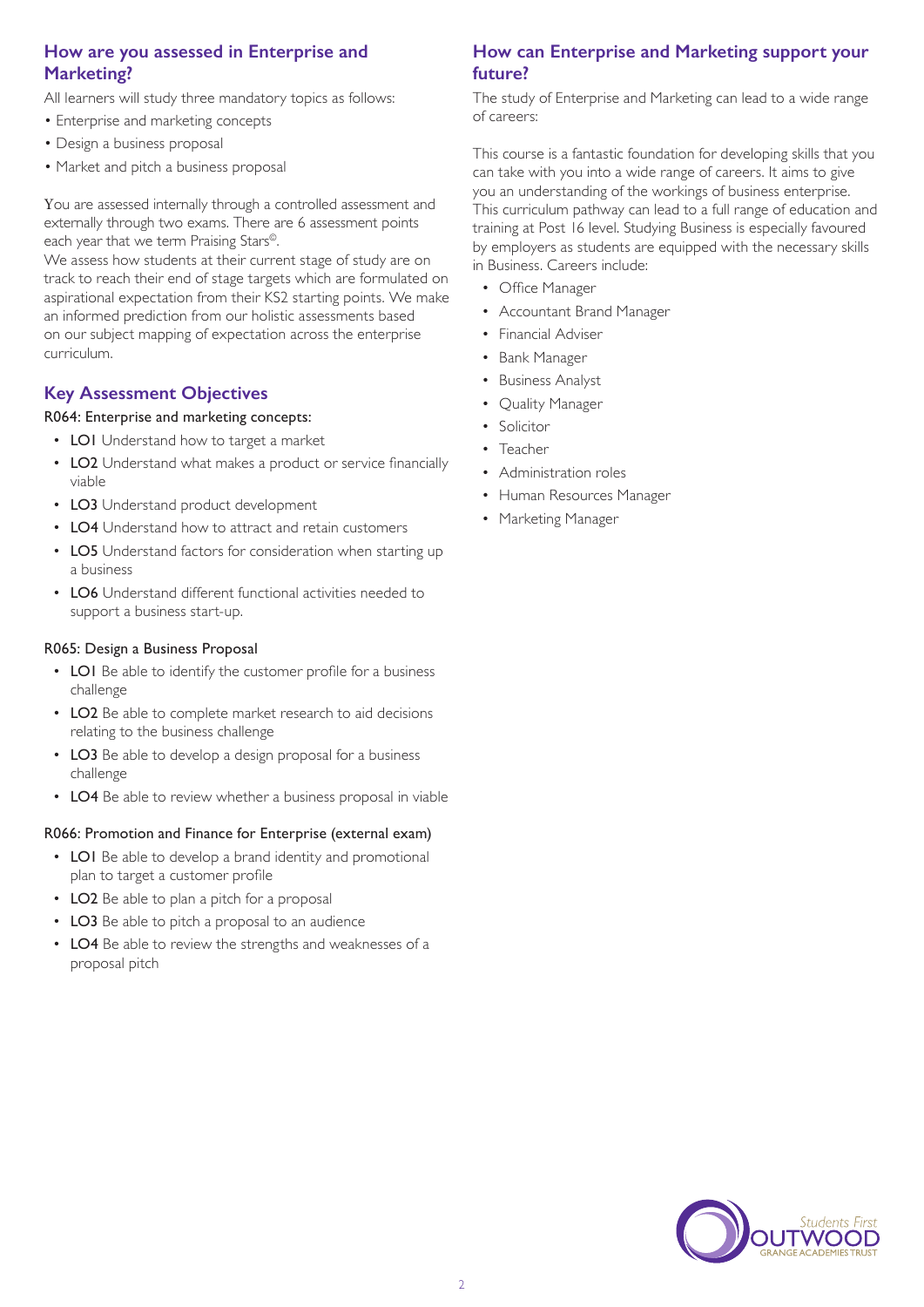## How are you assessed in Enterprise and Marketing?

All learners will study three mandatory topics as follows:

- Enterprise and marketing concepts
- Design a business proposal
- Market and pitch a business proposal

You are assessed internally through a controlled assessment and externally through two exams. There are 6 assessment points each year that we term Praising Stars©.

We assess how students at their current stage of study are on track to reach their end of stage targets which are formulated on aspirational expectation from their KS2 starting points. We make an informed prediction from our holistic assessments based on our subject mapping of expectation across the enterprise curriculum.

## Key Assessment Objectives

R064: Enterprise and marketing concepts:

- **LO1** Understand how to target a market
- **LO2** Understand what makes a product or service financially viable
- **LO3** Understand product development
- **LO4** Understand how to attract and retain customers
- **LO5** Understand factors for consideration when starting up a business
- **LO6** Understand different functional activities needed to support a business start-up.

R065: Design a Business Proposal

- **LO1** Be able to identify the customer profile for a business challenge
- **LO2** Be able to complete market research to aid decisions relating to the business challenge
- **LO3** Be able to develop a design proposal for a business challenge
- **LO4** Be able to review whether a business proposal in viable

R066: Promotion and Finance for Enterprise (external exam)

- **LO1** Be able to develop a brand identity and promotional plan to target a customer profile
- **LO2** Be able to plan a pitch for a proposal
- **LO3** Be able to pitch a proposal to an audience
- **LO4** Be able to review the strengths and weaknesses of a proposal pitch

## How can Enterprise and Marketing support your future?

The study of Enterprise and Marketing can lead to a wide range of careers:

This course is a fantastic foundation for developing skills that you can take with you into a wide range of careers. It aims to give you an understanding of the workings of business enterprise. This curriculum pathway can lead to a full range of education and training at Post 16 level. Studying Business is especially favoured by employers as students are equipped with the necessary skills in Business. Careers include:

- Office Manager
- Accountant Brand Manager
- Financial Adviser
- Bank Manager
- Business Analyst
- Quality Manager
- Solicitor
- Teacher
- Administration roles
- Human Resources Manager
- Marketing Manager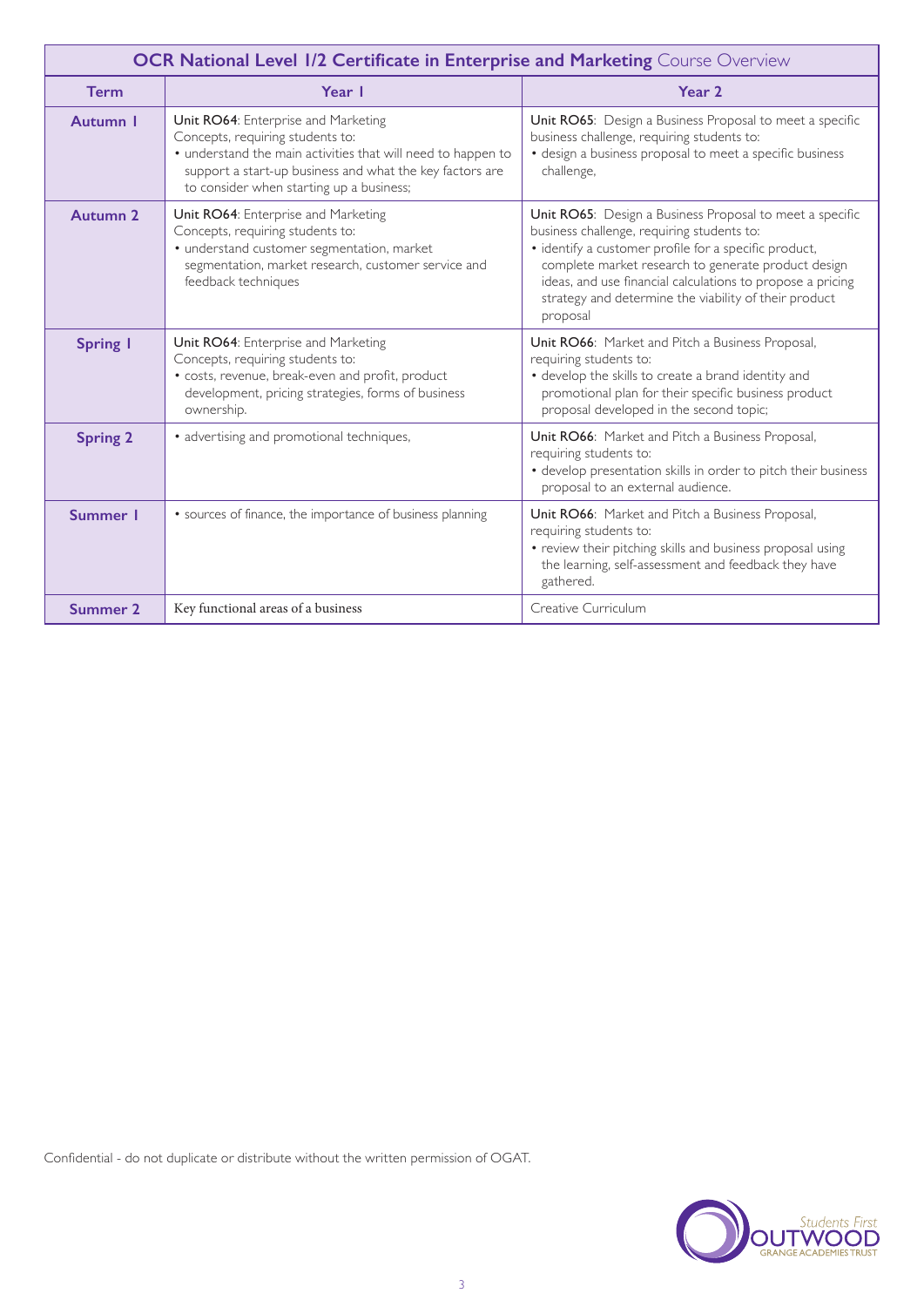| **OCR National Level 1/2 Certificate in Enterprise and Marketing** Course Overview | | |
|---|---|---|
| **Term** | **Year 1** | **Year 2** |
| **Autumn 1** | **Unit RO64**: Enterprise and Marketing Concepts, requiring students to: • understand the main activities that will need to happen to support a start-up business and what the key factors are to consider when starting up a business; | **Unit RO65**: Design a Business Proposal to meet a specific business challenge, requiring students to: • design a business proposal to meet a specific business challenge, |
| **Autumn 2** | **Unit RO64**: Enterprise and Marketing Concepts, requiring students to: • understand customer segmentation, market segmentation, market research, customer service and feedback techniques | **Unit RO65**: Design a Business Proposal to meet a specific business challenge, requiring students to: • identify a customer profile for a specific product, complete market research to generate product design ideas, and use financial calculations to propose a pricing strategy and determine the viability of their product proposal |
| **Spring 1** | **Unit RO64**: Enterprise and Marketing Concepts, requiring students to: • costs, revenue, break-even and profit, product development, pricing strategies, forms of business ownership. | **Unit RO66**: Market and Pitch a Business Proposal, requiring students to: • develop the skills to create a brand identity and promotional plan for their specific business product proposal developed in the second topic; |
| **Spring 2** | • advertising and promotional techniques, | **Unit RO66**: Market and Pitch a Business Proposal, requiring students to: • develop presentation skills in order to pitch their business proposal to an external audience. |
| **Summer 1** | • sources of finance, the importance of business planning | **Unit RO66**: Market and Pitch a Business Proposal, requiring students to: • review their pitching skills and business proposal using the learning, self-assessment and feedback they have gathered. |
| **Summer 2** | Key functional areas of a business | Creative Curriculum |

Confidential - do not duplicate or distribute without the written permission of OGAT.